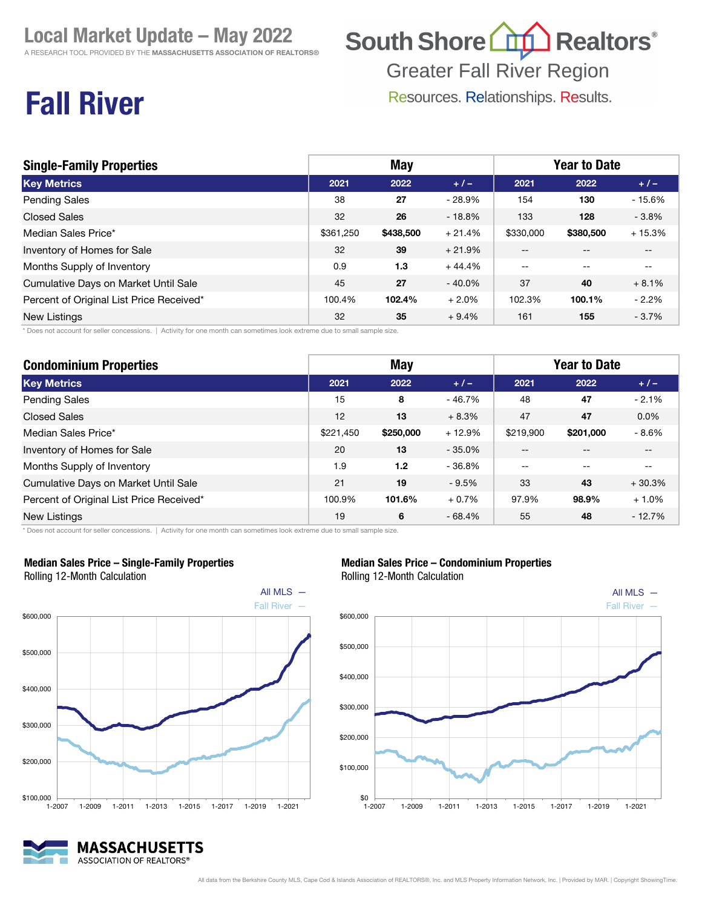# Local Market Update – May 2022

A RESEARCH TOOL PROVIDED BY THE **MASSACHUSETTS ASSOCIATION OF REALTORS®**

South Shore Realtors®
Greater Fall River Region
Resources. Relationships. Results.

# Fall River

| Single-Family Properties | May | | | Year to Date | | |
|---|---|---|---|---|---|---|
| **Key Metrics** | **2021** | **2022** | **+ / –** | **2021** | **2022** | **+ / –** |
| Pending Sales | 38 | **27** | - 28.9% | 154 | **130** | - 15.6% |
| Closed Sales | 32 | **26** | - 18.8% | 133 | **128** | - 3.8% |
| Median Sales Price* | $361,250 | **$438,500** | + 21.4% | $330,000 | **$380,500** | + 15.3% |
| Inventory of Homes for Sale | 32 | **39** | + 21.9% | -- | -- | -- |
| Months Supply of Inventory | 0.9 | **1.3** | + 44.4% | -- | -- | -- |
| Cumulative Days on Market Until Sale | 45 | **27** | - 40.0% | 37 | **40** | + 8.1% |
| Percent of Original List Price Received* | 100.4% | **102.4%** | + 2.0% | 102.3% | **100.1%** | - 2.2% |
| New Listings | 32 | **35** | + 9.4% | 161 | **155** | - 3.7% |

* Does not account for seller concessions. | Activity for one month can sometimes look extreme due to small sample size.

| Condominium Properties | May | | | Year to Date | | |
|---|---|---|---|---|---|---|
| **Key Metrics** | **2021** | **2022** | **+ / –** | **2021** | **2022** | **+ / –** |
| Pending Sales | 15 | **8** | - 46.7% | 48 | **47** | - 2.1% |
| Closed Sales | 12 | **13** | + 8.3% | 47 | **47** | 0.0% |
| Median Sales Price* | $221,450 | **$250,000** | + 12.9% | $219,900 | **$201,000** | - 8.6% |
| Inventory of Homes for Sale | 20 | **13** | - 35.0% | -- | -- | -- |
| Months Supply of Inventory | 1.9 | **1.2** | - 36.8% | -- | -- | -- |
| Cumulative Days on Market Until Sale | 21 | **19** | - 9.5% | 33 | **43** | + 30.3% |
| Percent of Original List Price Received* | 100.9% | **101.6%** | + 0.7% | 97.9% | **98.9%** | + 1.0% |
| New Listings | 19 | **6** | - 68.4% | 55 | **48** | - 12.7% |

* Does not account for seller concessions. | Activity for one month can sometimes look extreme due to small sample size.

**Median Sales Price – Single-Family Properties**
Rolling 12-Month Calculation

All MLS —
Fall River —

**Median Sales Price – Condominium Properties**
Rolling 12-Month Calculation

All MLS —
Fall River —

MASSACHUSETTS ASSOCIATION OF REALTORS®

All data from the Berkshire County MLS, Cape Cod & Islands Association of REALTORS®, Inc. and MLS Property Information Network, Inc. | Provided by MAR. | Copyright ShowingTime.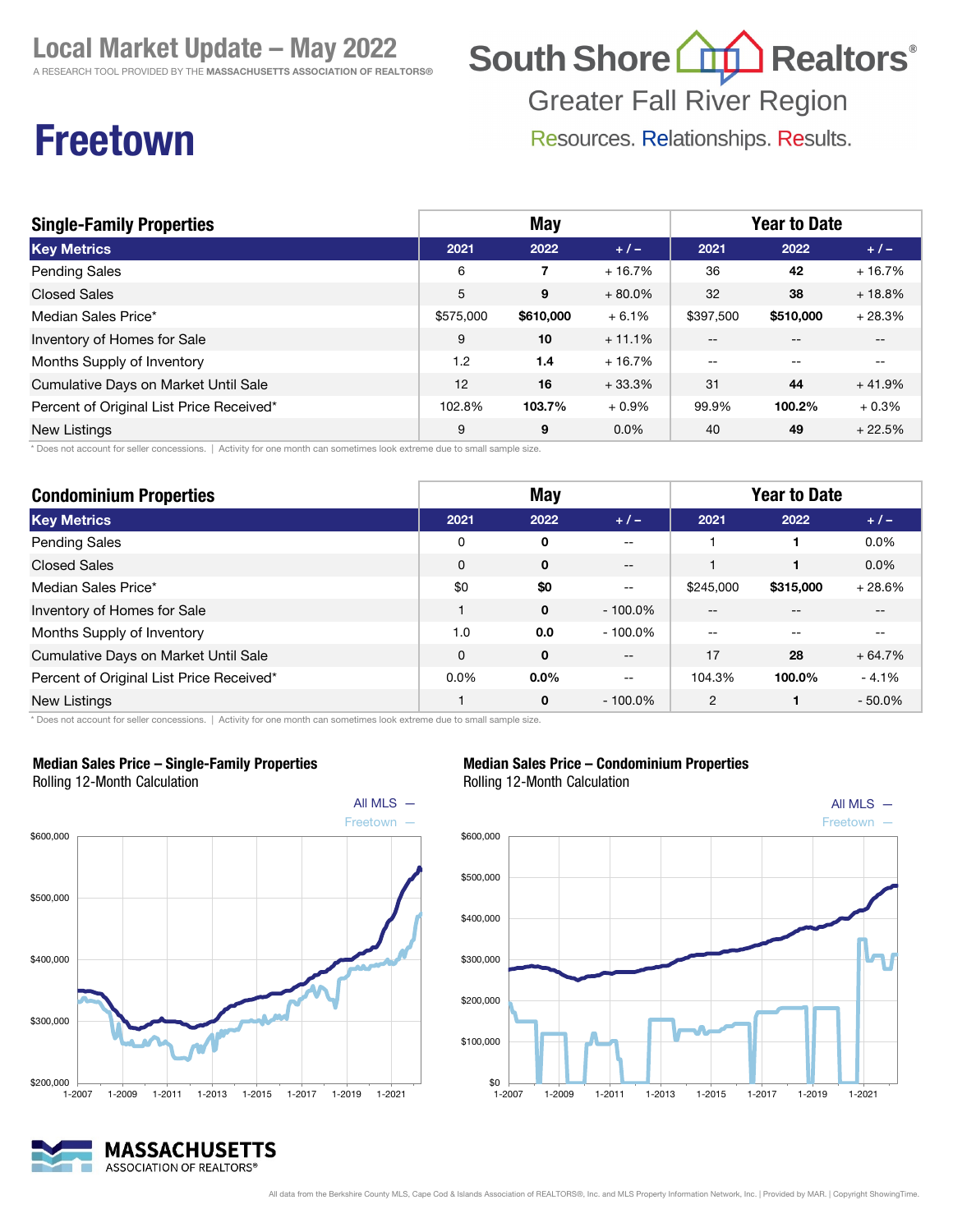# Local Market Update – May 2022

A RESEARCH TOOL PROVIDED BY THE **MASSACHUSETTS ASSOCIATION OF REALTORS®**

South Shore Realtors®
Greater Fall River Region
Resources. Relationships. Results.

# Freetown

| Single-Family Properties | May | | | Year to Date | | |
|---|---|---|---|---|---|---|
| **Key Metrics** | **2021** | **2022** | **+ / –** | **2021** | **2022** | **+ / –** |
| Pending Sales | 6 | **7** | + 16.7% | 36 | **42** | + 16.7% |
| Closed Sales | 5 | **9** | + 80.0% | 32 | **38** | + 18.8% |
| Median Sales Price* | $575,000 | **$610,000** | + 6.1% | $397,500 | **$510,000** | + 28.3% |
| Inventory of Homes for Sale | 9 | **10** | + 11.1% | -- | -- | -- |
| Months Supply of Inventory | 1.2 | **1.4** | + 16.7% | -- | -- | -- |
| Cumulative Days on Market Until Sale | 12 | **16** | + 33.3% | 31 | **44** | + 41.9% |
| Percent of Original List Price Received* | 102.8% | **103.7%** | + 0.9% | 99.9% | **100.2%** | + 0.3% |
| New Listings | 9 | **9** | 0.0% | 40 | **49** | + 22.5% |

\* Does not account for seller concessions. | Activity for one month can sometimes look extreme due to small sample size.

| Condominium Properties | May | | | Year to Date | | |
|---|---|---|---|---|---|---|
| **Key Metrics** | **2021** | **2022** | **+ / –** | **2021** | **2022** | **+ / –** |
| Pending Sales | 0 | **0** | -- | 1 | **1** | 0.0% |
| Closed Sales | 0 | **0** | -- | 1 | **1** | 0.0% |
| Median Sales Price* | $0 | **$0** | -- | $245,000 | **$315,000** | + 28.6% |
| Inventory of Homes for Sale | 1 | **0** | - 100.0% | -- | -- | -- |
| Months Supply of Inventory | 1.0 | **0.0** | - 100.0% | -- | -- | -- |
| Cumulative Days on Market Until Sale | 0 | **0** | -- | 17 | **28** | + 64.7% |
| Percent of Original List Price Received* | 0.0% | **0.0%** | -- | 104.3% | **100.0%** | - 4.1% |
| New Listings | 1 | **0** | - 100.0% | 2 | **1** | - 50.0% |

\* Does not account for seller concessions. | Activity for one month can sometimes look extreme due to small sample size.

**Median Sales Price – Single-Family Properties**
Rolling 12-Month Calculation

**Median Sales Price – Condominium Properties**
Rolling 12-Month Calculation

All data from the Berkshire County MLS, Cape Cod & Islands Association of REALTORS®, Inc. and MLS Property Information Network, Inc. | Provided by MAR. | Copyright ShowingTime.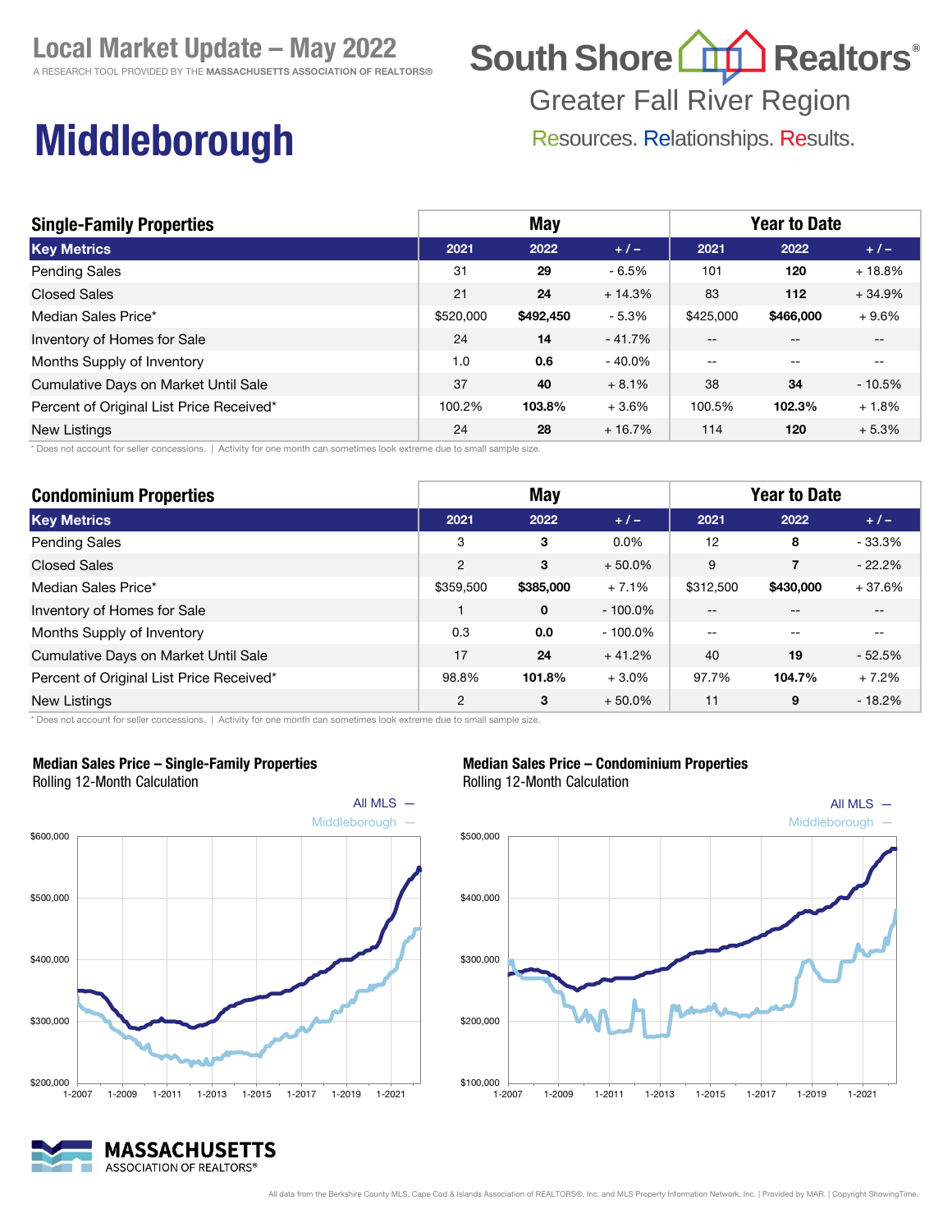# Local Market Update – May 2022

A RESEARCH TOOL PROVIDED BY THE MASSACHUSETTS ASSOCIATION OF REALTORS®

South Shore Realtors®
Greater Fall River Region
Resources. Relationships. Results.

# Middleborough

## Single-Family Properties

| Key Metrics | May 2021 | May 2022 | + / – | Year to Date 2021 | Year to Date 2022 | + / – |
|---|---|---|---|---|---|---|
| Pending Sales | 31 | **29** | - 6.5% | 101 | **120** | + 18.8% |
| Closed Sales | 21 | **24** | + 14.3% | 83 | **112** | + 34.9% |
| Median Sales Price* | $520,000 | **$492,450** | - 5.3% | $425,000 | **$466,000** | + 9.6% |
| Inventory of Homes for Sale | 24 | **14** | - 41.7% | -- | -- | -- |
| Months Supply of Inventory | 1.0 | **0.6** | - 40.0% | -- | -- | -- |
| Cumulative Days on Market Until Sale | 37 | **40** | + 8.1% | 38 | **34** | - 10.5% |
| Percent of Original List Price Received* | 100.2% | **103.8%** | + 3.6% | 100.5% | **102.3%** | + 1.8% |
| New Listings | 24 | **28** | + 16.7% | 114 | **120** | + 5.3% |

\* Does not account for seller concessions. | Activity for one month can sometimes look extreme due to small sample size.

## Condominium Properties

| Key Metrics | May 2021 | May 2022 | + / – | Year to Date 2021 | Year to Date 2022 | + / – |
|---|---|---|---|---|---|---|
| Pending Sales | 3 | **3** | 0.0% | 12 | **8** | - 33.3% |
| Closed Sales | 2 | **3** | + 50.0% | 9 | **7** | - 22.2% |
| Median Sales Price* | $359,500 | **$385,000** | + 7.1% | $312,500 | **$430,000** | + 37.6% |
| Inventory of Homes for Sale | 1 | **0** | - 100.0% | -- | -- | -- |
| Months Supply of Inventory | 0.3 | **0.0** | - 100.0% | -- | -- | -- |
| Cumulative Days on Market Until Sale | 17 | **24** | + 41.2% | 40 | **19** | - 52.5% |
| Percent of Original List Price Received* | 98.8% | **101.8%** | + 3.0% | 97.7% | **104.7%** | + 7.2% |
| New Listings | 2 | **3** | + 50.0% | 11 | **9** | - 18.2% |

\* Does not account for seller concessions. | Activity for one month can sometimes look extreme due to small sample size.

**Median Sales Price – Single-Family Properties**
Rolling 12-Month Calculation

All MLS — Middleborough —

**Median Sales Price – Condominium Properties**
Rolling 12-Month Calculation

All MLS — Middleborough —

MASSACHUSETTS ASSOCIATION OF REALTORS®

All data from the Berkshire County MLS, Cape Cod & Islands Association of REALTORS®, Inc. and MLS Property Information Network, Inc. | Provided by MAR. | Copyright ShowingTime.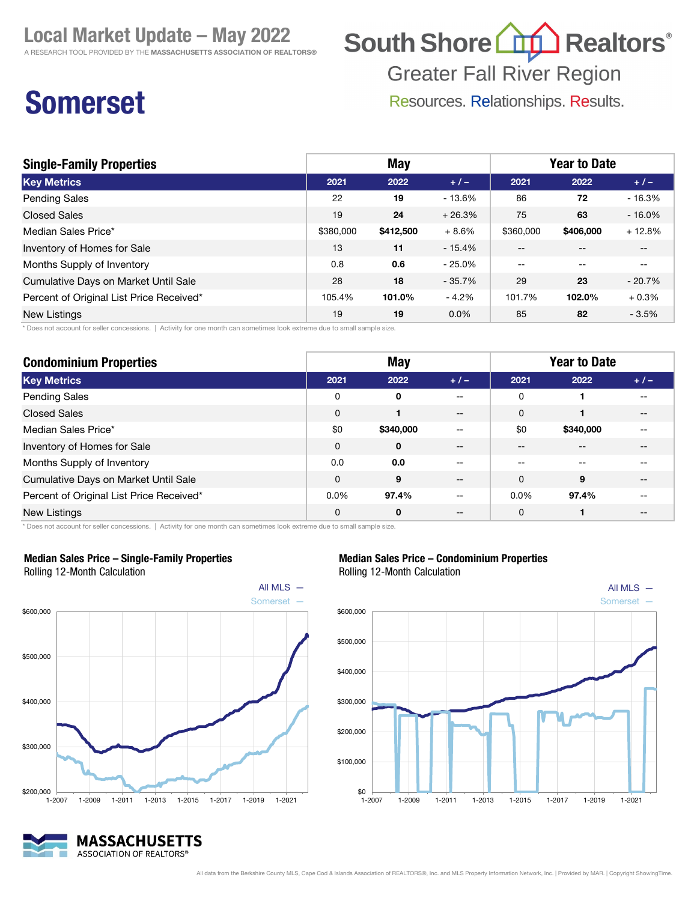# Local Market Update – May 2022

A RESEARCH TOOL PROVIDED BY THE MASSACHUSETTS ASSOCIATION OF REALTORS®

South Shore Realtors®
Greater Fall River Region
Resources. Relationships. Results.

# Somerset

| Single-Family Properties | May | | | Year to Date | | |
|---|---|---|---|---|---|---|
| **Key Metrics** | **2021** | **2022** | **+ / –** | **2021** | **2022** | **+ / –** |
| Pending Sales | 22 | **19** | - 13.6% | 86 | **72** | - 16.3% |
| Closed Sales | 19 | **24** | + 26.3% | 75 | **63** | - 16.0% |
| Median Sales Price* | $380,000 | **$412,500** | + 8.6% | $360,000 | **$406,000** | + 12.8% |
| Inventory of Homes for Sale | 13 | **11** | - 15.4% | -- | -- | -- |
| Months Supply of Inventory | 0.8 | **0.6** | - 25.0% | -- | -- | -- |
| Cumulative Days on Market Until Sale | 28 | **18** | - 35.7% | 29 | **23** | - 20.7% |
| Percent of Original List Price Received* | 105.4% | **101.0%** | - 4.2% | 101.7% | **102.0%** | + 0.3% |
| New Listings | 19 | **19** | 0.0% | 85 | **82** | - 3.5% |

\* Does not account for seller concessions. | Activity for one month can sometimes look extreme due to small sample size.

| Condominium Properties | May | | | Year to Date | | |
|---|---|---|---|---|---|---|
| **Key Metrics** | **2021** | **2022** | **+ / –** | **2021** | **2022** | **+ / –** |
| Pending Sales | 0 | **0** | -- | 0 | **1** | -- |
| Closed Sales | 0 | **1** | -- | 0 | **1** | -- |
| Median Sales Price* | $0 | **$340,000** | -- | $0 | **$340,000** | -- |
| Inventory of Homes for Sale | 0 | **0** | -- | -- | -- | -- |
| Months Supply of Inventory | 0.0 | **0.0** | -- | -- | -- | -- |
| Cumulative Days on Market Until Sale | 0 | **9** | -- | 0 | **9** | -- |
| Percent of Original List Price Received* | 0.0% | **97.4%** | -- | 0.0% | **97.4%** | -- |
| New Listings | 0 | **0** | -- | 0 | **1** | -- |

\* Does not account for seller concessions. | Activity for one month can sometimes look extreme due to small sample size.

**Median Sales Price – Single-Family Properties**
Rolling 12-Month Calculation

All MLS —
Somerset —

**Median Sales Price – Condominium Properties**
Rolling 12-Month Calculation

All MLS —
Somerset —

MASSACHUSETTS ASSOCIATION OF REALTORS®

All data from the Berkshire County MLS, Cape Cod & Islands Association of REALTORS®, Inc. and MLS Property Information Network, Inc. | Provided by MAR. | Copyright ShowingTime.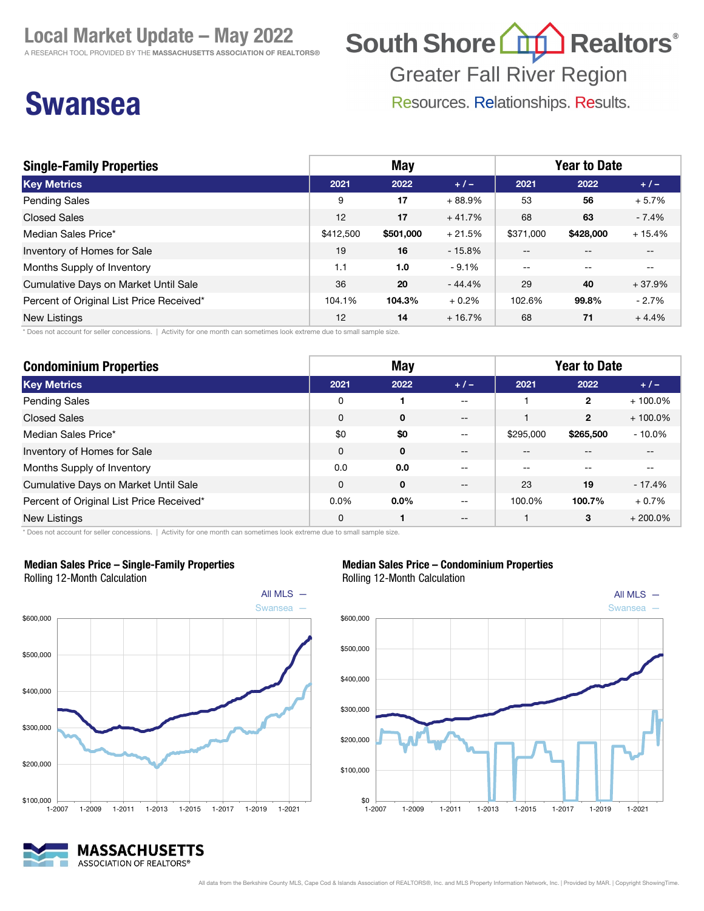# Local Market Update – May 2022

A RESEARCH TOOL PROVIDED BY THE **MASSACHUSETTS ASSOCIATION OF REALTORS®**

**South Shore Realtors®**
Greater Fall River Region
Resources. Relationships. Results.

# Swansea

## Single-Family Properties

| Key Metrics | May 2021 | May 2022 | + / – | YTD 2021 | YTD 2022 | + / – |
|---|---|---|---|---|---|---|
| Pending Sales | 9 | **17** | + 88.9% | 53 | **56** | + 5.7% |
| Closed Sales | 12 | **17** | + 41.7% | 68 | **63** | - 7.4% |
| Median Sales Price* | $412,500 | **$501,000** | + 21.5% | $371,000 | **$428,000** | + 15.4% |
| Inventory of Homes for Sale | 19 | **16** | - 15.8% | -- | -- | -- |
| Months Supply of Inventory | 1.1 | **1.0** | - 9.1% | -- | -- | -- |
| Cumulative Days on Market Until Sale | 36 | **20** | - 44.4% | 29 | **40** | + 37.9% |
| Percent of Original List Price Received* | 104.1% | **104.3%** | + 0.2% | 102.6% | **99.8%** | - 2.7% |
| New Listings | 12 | **14** | + 16.7% | 68 | **71** | + 4.4% |

\* Does not account for seller concessions. | Activity for one month can sometimes look extreme due to small sample size.

## Condominium Properties

| Key Metrics | May 2021 | May 2022 | + / – | YTD 2021 | YTD 2022 | + / – |
|---|---|---|---|---|---|---|
| Pending Sales | 0 | **1** | -- | 1 | **2** | + 100.0% |
| Closed Sales | 0 | **0** | -- | 1 | **2** | + 100.0% |
| Median Sales Price* | $0 | **$0** | -- | $295,000 | **$265,500** | - 10.0% |
| Inventory of Homes for Sale | 0 | **0** | -- | -- | -- | -- |
| Months Supply of Inventory | 0.0 | **0.0** | -- | -- | -- | -- |
| Cumulative Days on Market Until Sale | 0 | **0** | -- | 23 | **19** | - 17.4% |
| Percent of Original List Price Received* | 0.0% | **0.0%** | -- | 100.0% | **100.7%** | + 0.7% |
| New Listings | 0 | **1** | -- | 1 | **3** | + 200.0% |

\* Does not account for seller concessions. | Activity for one month can sometimes look extreme due to small sample size.

### Median Sales Price – Single-Family Properties
Rolling 12-Month Calculation

All MLS — Swansea —

### Median Sales Price – Condominium Properties
Rolling 12-Month Calculation

All MLS — Swansea —

MASSACHUSETTS ASSOCIATION OF REALTORS®

All data from the Berkshire County MLS, Cape Cod & Islands Association of REALTORS®, Inc. and MLS Property Information Network, Inc. | Provided by MAR. | Copyright ShowingTime.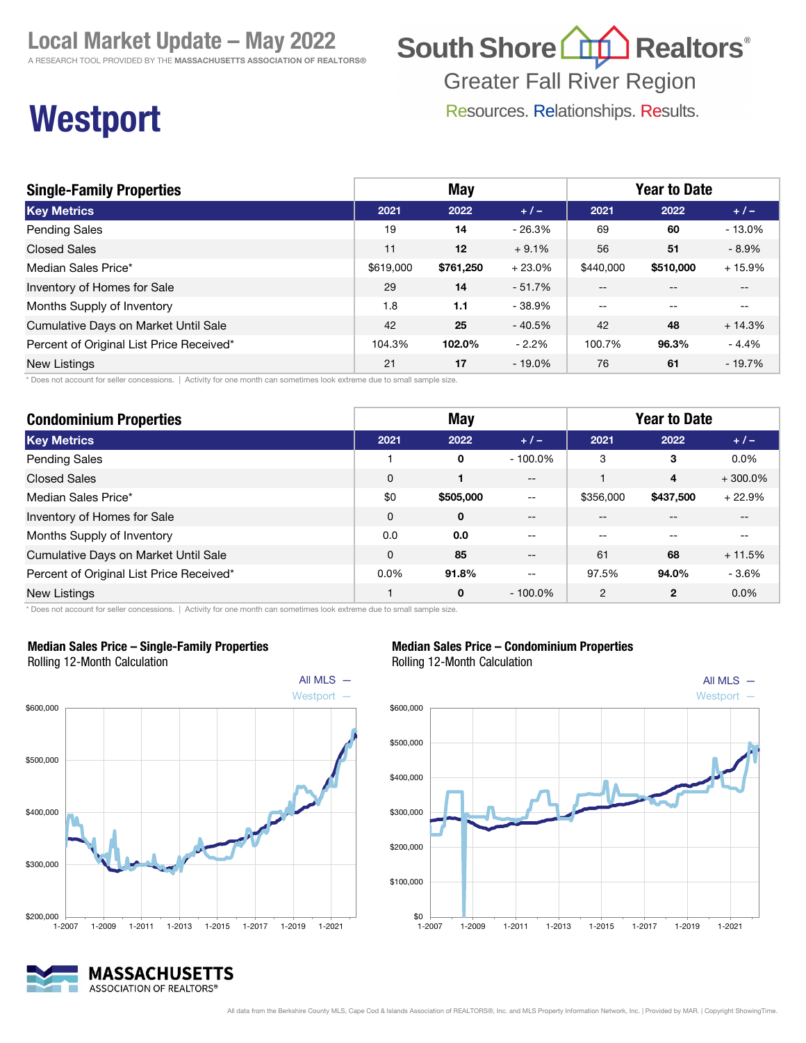# Local Market Update – May 2022

A RESEARCH TOOL PROVIDED BY THE MASSACHUSETTS ASSOCIATION OF REALTORS®

South Shore Realtors®
Greater Fall River Region
Resources. Relationships. Results.

# Westport

## Single-Family Properties

| Key Metrics | May 2021 | May 2022 | May + / – | Year to Date 2021 | Year to Date 2022 | Year to Date + / – |
|---|---|---|---|---|---|---|
| Pending Sales | 19 | **14** | - 26.3% | 69 | **60** | - 13.0% |
| Closed Sales | 11 | **12** | + 9.1% | 56 | **51** | - 8.9% |
| Median Sales Price* | $619,000 | **$761,250** | + 23.0% | $440,000 | **$510,000** | + 15.9% |
| Inventory of Homes for Sale | 29 | **14** | - 51.7% | -- | -- | -- |
| Months Supply of Inventory | 1.8 | **1.1** | - 38.9% | -- | -- | -- |
| Cumulative Days on Market Until Sale | 42 | **25** | - 40.5% | 42 | **48** | + 14.3% |
| Percent of Original List Price Received* | 104.3% | **102.0%** | - 2.2% | 100.7% | **96.3%** | - 4.4% |
| New Listings | 21 | **17** | - 19.0% | 76 | **61** | - 19.7% |

\* Does not account for seller concessions. | Activity for one month can sometimes look extreme due to small sample size.

## Condominium Properties

| Key Metrics | May 2021 | May 2022 | May + / – | Year to Date 2021 | Year to Date 2022 | Year to Date + / – |
|---|---|---|---|---|---|---|
| Pending Sales | 1 | **0** | - 100.0% | 3 | **3** | 0.0% |
| Closed Sales | 0 | **1** | -- | 1 | **4** | + 300.0% |
| Median Sales Price* | $0 | **$505,000** | -- | $356,000 | **$437,500** | + 22.9% |
| Inventory of Homes for Sale | 0 | **0** | -- | -- | -- | -- |
| Months Supply of Inventory | 0.0 | **0.0** | -- | -- | -- | -- |
| Cumulative Days on Market Until Sale | 0 | **85** | -- | 61 | **68** | + 11.5% |
| Percent of Original List Price Received* | 0.0% | **91.8%** | -- | 97.5% | **94.0%** | - 3.6% |
| New Listings | 1 | **0** | - 100.0% | 2 | **2** | 0.0% |

\* Does not account for seller concessions. | Activity for one month can sometimes look extreme due to small sample size.

### Median Sales Price – Single-Family Properties
Rolling 12-Month Calculation

All MLS —
Westport —

$600,000
$500,000
$400,000
$300,000
$200,000

1-2007 1-2009 1-2011 1-2013 1-2015 1-2017 1-2019 1-2021

### Median Sales Price – Condominium Properties
Rolling 12-Month Calculation

All MLS —
Westport —

$600,000
$500,000
$400,000
$300,000
$200,000
$100,000
$0

1-2007 1-2009 1-2011 1-2013 1-2015 1-2017 1-2019 1-2021

MASSACHUSETTS ASSOCIATION OF REALTORS®

All data from the Berkshire County MLS, Cape Cod & Islands Association of REALTORS®, Inc. and MLS Property Information Network, Inc. | Provided by MAR. | Copyright ShowingTime.